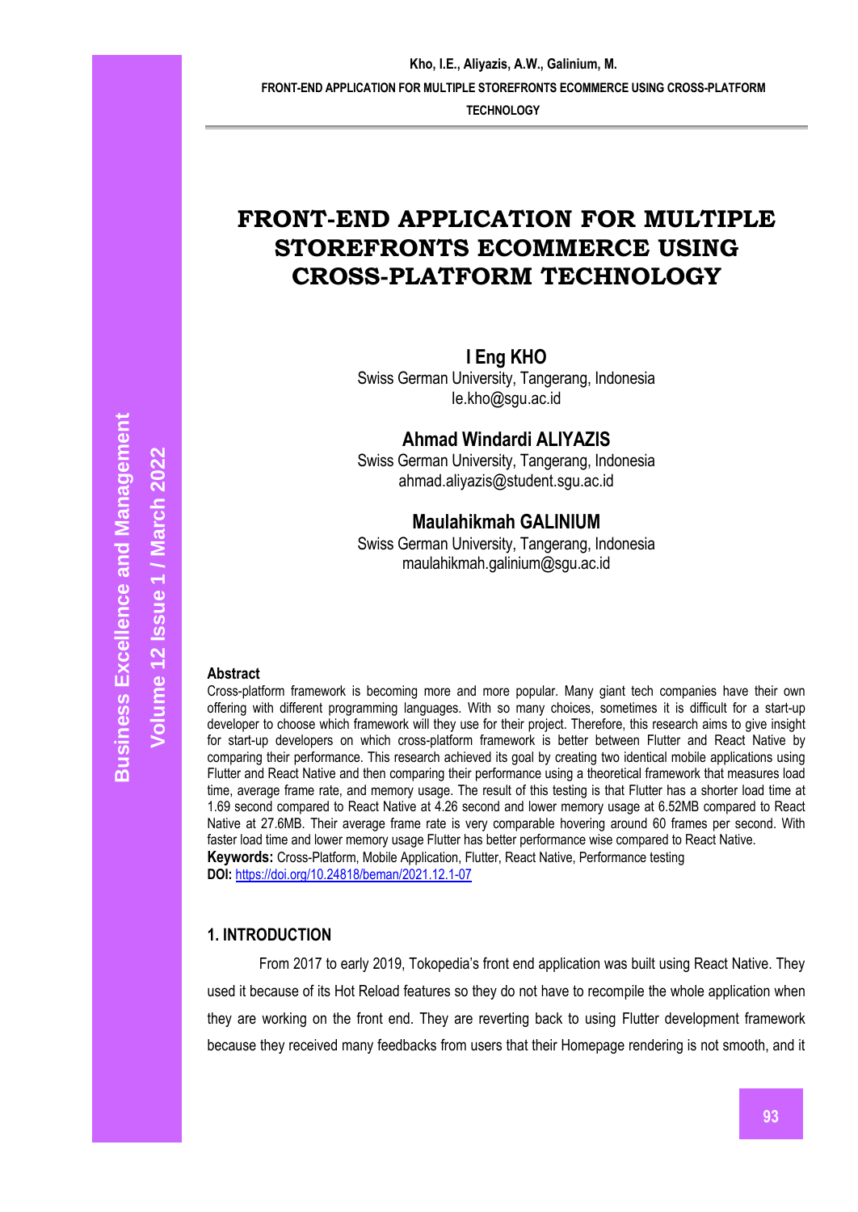# FRONT-END APPLICATION FOR MULTIPLE STOREFRONTS ECOMMERCE USING CROSS-PLATFORM TECHNOLOGY

**I Eng KHO**
Swiss German University, Tangerang, Indonesia
Ie.kho@sgu.ac.id

**Ahmad Windardi ALIYAZIS**
Swiss German University, Tangerang, Indonesia
ahmad.aliyazis@student.sgu.ac.id

**Maulahikmah GALINIUM**
Swiss German University, Tangerang, Indonesia
maulahikmah.galinium@sgu.ac.id

### Abstract

Cross-platform framework is becoming more and more popular. Many giant tech companies have their own offering with different programming languages. With so many choices, sometimes it is difficult for a start-up developer to choose which framework will they use for their project. Therefore, this research aims to give insight for start-up developers on which cross-platform framework is better between Flutter and React Native by comparing their performance. This research achieved its goal by creating two identical mobile applications using Flutter and React Native and then comparing their performance using a theoretical framework that measures load time, average frame rate, and memory usage. The result of this testing is that Flutter has a shorter load time at 1.69 second compared to React Native at 4.26 second and lower memory usage at 6.52MB compared to React Native at 27.6MB. Their average frame rate is very comparable hovering around 60 frames per second. With faster load time and lower memory usage Flutter has better performance wise compared to React Native.

**Keywords:** Cross-Platform, Mobile Application, Flutter, React Native, Performance testing

**DOI:** https://doi.org/10.24818/beman/2021.12.1-07

## 1. INTRODUCTION

From 2017 to early 2019, Tokopedia's front end application was built using React Native. They used it because of its Hot Reload features so they do not have to recompile the whole application when they are working on the front end. They are reverting back to using Flutter development framework because they received many feedbacks from users that their Homepage rendering is not smooth, and it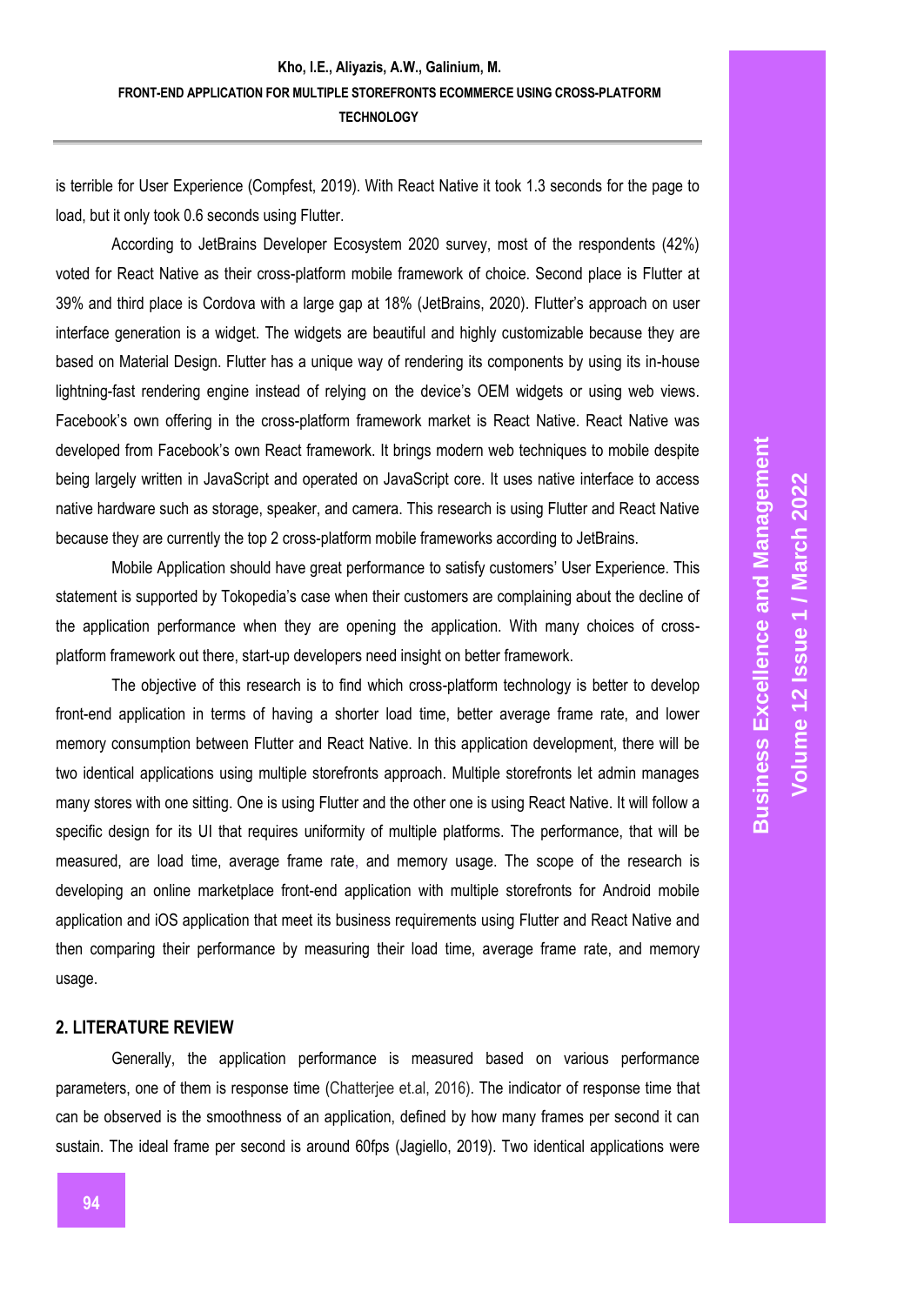is terrible for User Experience (Compfest, 2019). With React Native it took 1.3 seconds for the page to load, but it only took 0.6 seconds using Flutter.

According to JetBrains Developer Ecosystem 2020 survey, most of the respondents (42%) voted for React Native as their cross-platform mobile framework of choice. Second place is Flutter at 39% and third place is Cordova with a large gap at 18% (JetBrains, 2020). Flutter's approach on user interface generation is a widget. The widgets are beautiful and highly customizable because they are based on Material Design. Flutter has a unique way of rendering its components by using its in-house lightning-fast rendering engine instead of relying on the device's OEM widgets or using web views. Facebook's own offering in the cross-platform framework market is React Native. React Native was developed from Facebook's own React framework. It brings modern web techniques to mobile despite being largely written in JavaScript and operated on JavaScript core. It uses native interface to access native hardware such as storage, speaker, and camera. This research is using Flutter and React Native because they are currently the top 2 cross-platform mobile frameworks according to JetBrains.

Mobile Application should have great performance to satisfy customers' User Experience. This statement is supported by Tokopedia's case when their customers are complaining about the decline of the application performance when they are opening the application. With many choices of cross-platform framework out there, start-up developers need insight on better framework.

The objective of this research is to find which cross-platform technology is better to develop front-end application in terms of having a shorter load time, better average frame rate, and lower memory consumption between Flutter and React Native. In this application development, there will be two identical applications using multiple storefronts approach. Multiple storefronts let admin manages many stores with one sitting. One is using Flutter and the other one is using React Native. It will follow a specific design for its UI that requires uniformity of multiple platforms. The performance, that will be measured, are load time, average frame rate, and memory usage. The scope of the research is developing an online marketplace front-end application with multiple storefronts for Android mobile application and iOS application that meet its business requirements using Flutter and React Native and then comparing their performance by measuring their load time, average frame rate, and memory usage.

## 2. LITERATURE REVIEW

Generally, the application performance is measured based on various performance parameters, one of them is response time (Chatterjee et.al, 2016). The indicator of response time that can be observed is the smoothness of an application, defined by how many frames per second it can sustain. The ideal frame per second is around 60fps (Jagiello, 2019). Two identical applications were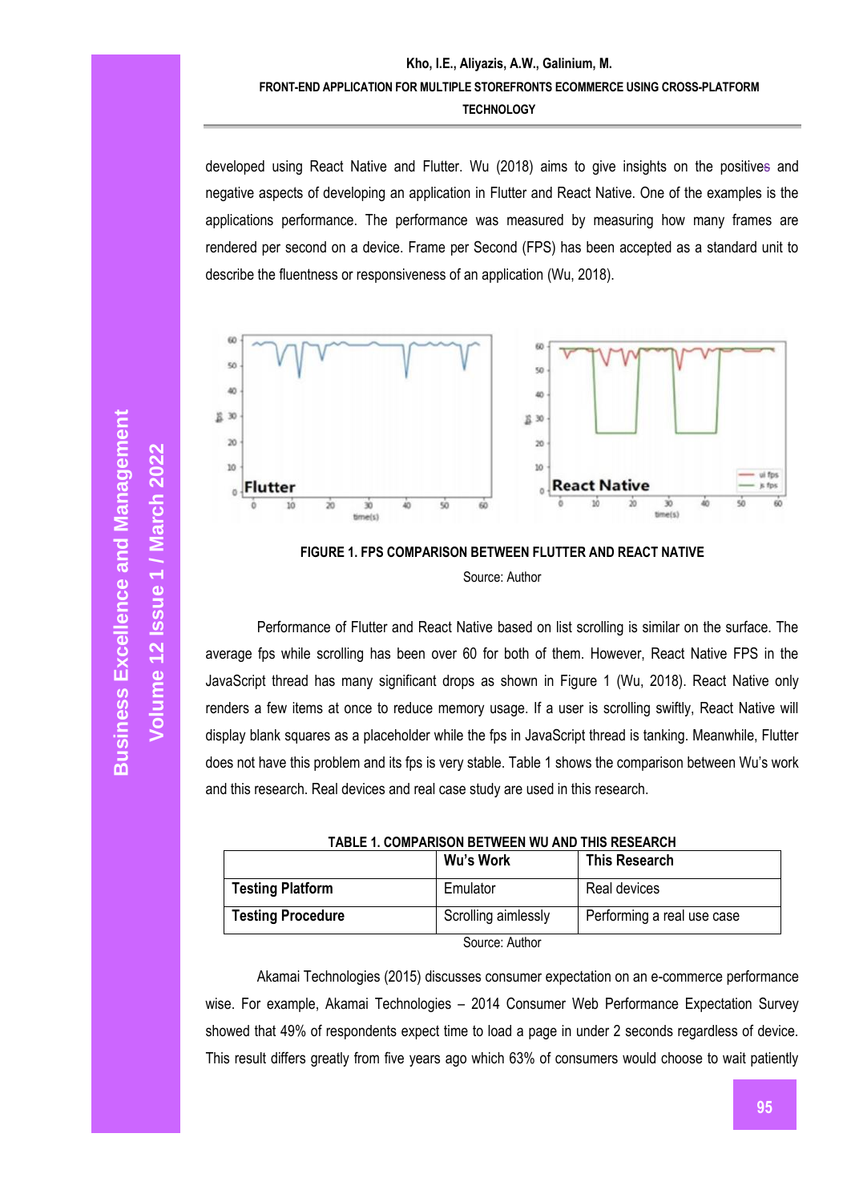developed using React Native and Flutter. Wu (2018) aims to give insights on the positives and negative aspects of developing an application in Flutter and React Native. One of the examples is the applications performance. The performance was measured by measuring how many frames are rendered per second on a device. Frame per Second (FPS) has been accepted as a standard unit to describe the fluentness or responsiveness of an application (Wu, 2018).

**FIGURE 1. FPS COMPARISON BETWEEN FLUTTER AND REACT NATIVE**

Source: Author

Performance of Flutter and React Native based on list scrolling is similar on the surface. The average fps while scrolling has been over 60 for both of them. However, React Native FPS in the JavaScript thread has many significant drops as shown in Figure 1 (Wu, 2018). React Native only renders a few items at once to reduce memory usage. If a user is scrolling swiftly, React Native will display blank squares as a placeholder while the fps in JavaScript thread is tanking. Meanwhile, Flutter does not have this problem and its fps is very stable. Table 1 shows the comparison between Wu's work and this research. Real devices and real case study are used in this research.

**TABLE 1. COMPARISON BETWEEN WU AND THIS RESEARCH**

| | Wu's Work | This Research |
|---|---|---|
| **Testing Platform** | Emulator | Real devices |
| **Testing Procedure** | Scrolling aimlessly | Performing a real use case |

Source: Author

Akamai Technologies (2015) discusses consumer expectation on an e-commerce performance wise. For example, Akamai Technologies – 2014 Consumer Web Performance Expectation Survey showed that 49% of respondents expect time to load a page in under 2 seconds regardless of device. This result differs greatly from five years ago which 63% of consumers would choose to wait patiently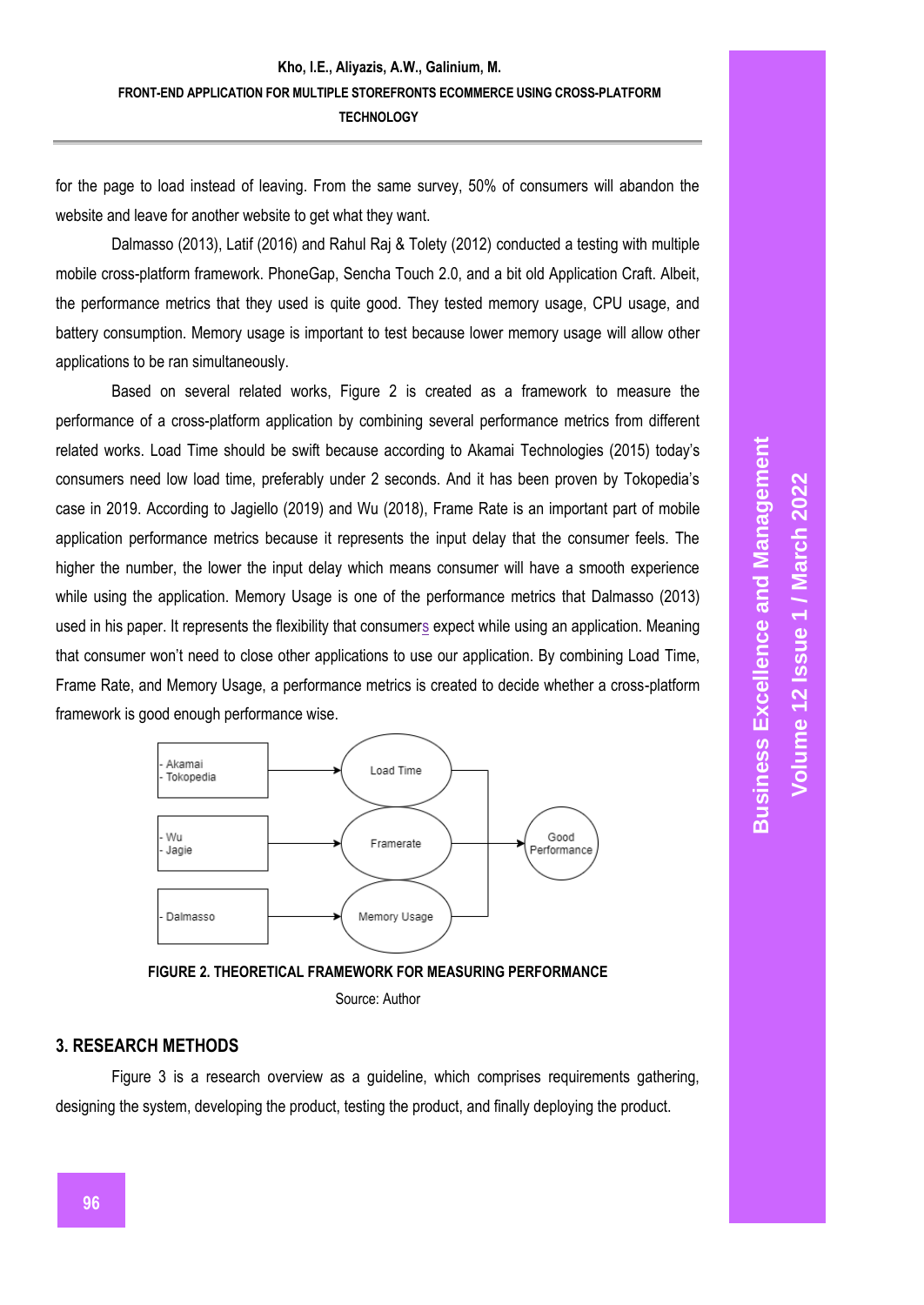for the page to load instead of leaving. From the same survey, 50% of consumers will abandon the website and leave for another website to get what they want.

Dalmasso (2013), Latif (2016) and Rahul Raj & Tolety (2012) conducted a testing with multiple mobile cross-platform framework. PhoneGap, Sencha Touch 2.0, and a bit old Application Craft. Albeit, the performance metrics that they used is quite good. They tested memory usage, CPU usage, and battery consumption. Memory usage is important to test because lower memory usage will allow other applications to be ran simultaneously.

Based on several related works, Figure 2 is created as a framework to measure the performance of a cross-platform application by combining several performance metrics from different related works. Load Time should be swift because according to Akamai Technologies (2015) today's consumers need low load time, preferably under 2 seconds. And it has been proven by Tokopedia's case in 2019. According to Jagiello (2019) and Wu (2018), Frame Rate is an important part of mobile application performance metrics because it represents the input delay that the consumer feels. The higher the number, the lower the input delay which means consumer will have a smooth experience while using the application. Memory Usage is one of the performance metrics that Dalmasso (2013) used in his paper. It represents the flexibility that consumers expect while using an application. Meaning that consumer won't need to close other applications to use our application. By combining Load Time, Frame Rate, and Memory Usage, a performance metrics is created to decide whether a cross-platform framework is good enough performance wise.

- Akamai
- Tokopedia

→ Load Time

- Wu
- Jagie

→ Framerate

- Dalmasso

→ Memory Usage

Load Time, Framerate, Memory Usage → Good Performance

**FIGURE 2. THEORETICAL FRAMEWORK FOR MEASURING PERFORMANCE**

Source: Author

## 3. RESEARCH METHODS

Figure 3 is a research overview as a guideline, which comprises requirements gathering, designing the system, developing the product, testing the product, and finally deploying the product.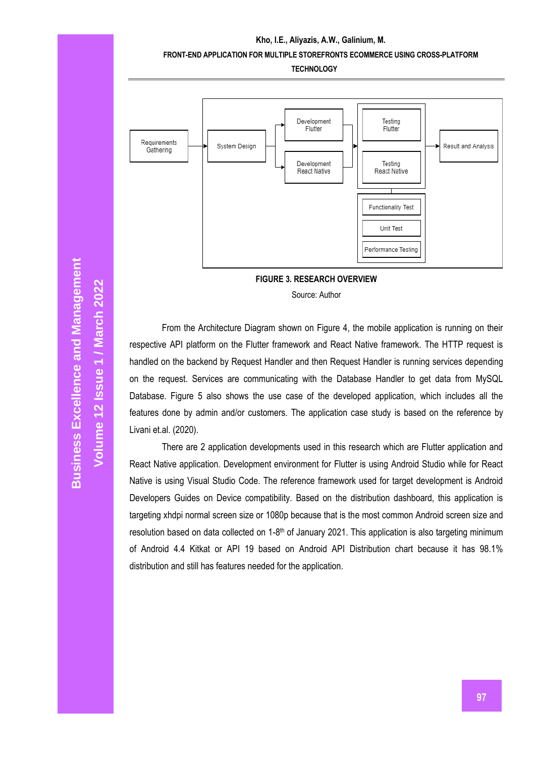FIGURE 3. RESEARCH OVERVIEW

Source: Author

From the Architecture Diagram shown on Figure 4, the mobile application is running on their respective API platform on the Flutter framework and React Native framework. The HTTP request is handled on the backend by Request Handler and then Request Handler is running services depending on the request. Services are communicating with the Database Handler to get data from MySQL Database. Figure 5 also shows the use case of the developed application, which includes all the features done by admin and/or customers. The application case study is based on the reference by Livani et.al. (2020).

There are 2 application developments used in this research which are Flutter application and React Native application. Development environment for Flutter is using Android Studio while for React Native is using Visual Studio Code. The reference framework used for target development is Android Developers Guides on Device compatibility. Based on the distribution dashboard, this application is targeting xhdpi normal screen size or 1080p because that is the most common Android screen size and resolution based on data collected on 1-8th of January 2021. This application is also targeting minimum of Android 4.4 Kitkat or API 19 based on Android API Distribution chart because it has 98.1% distribution and still has features needed for the application.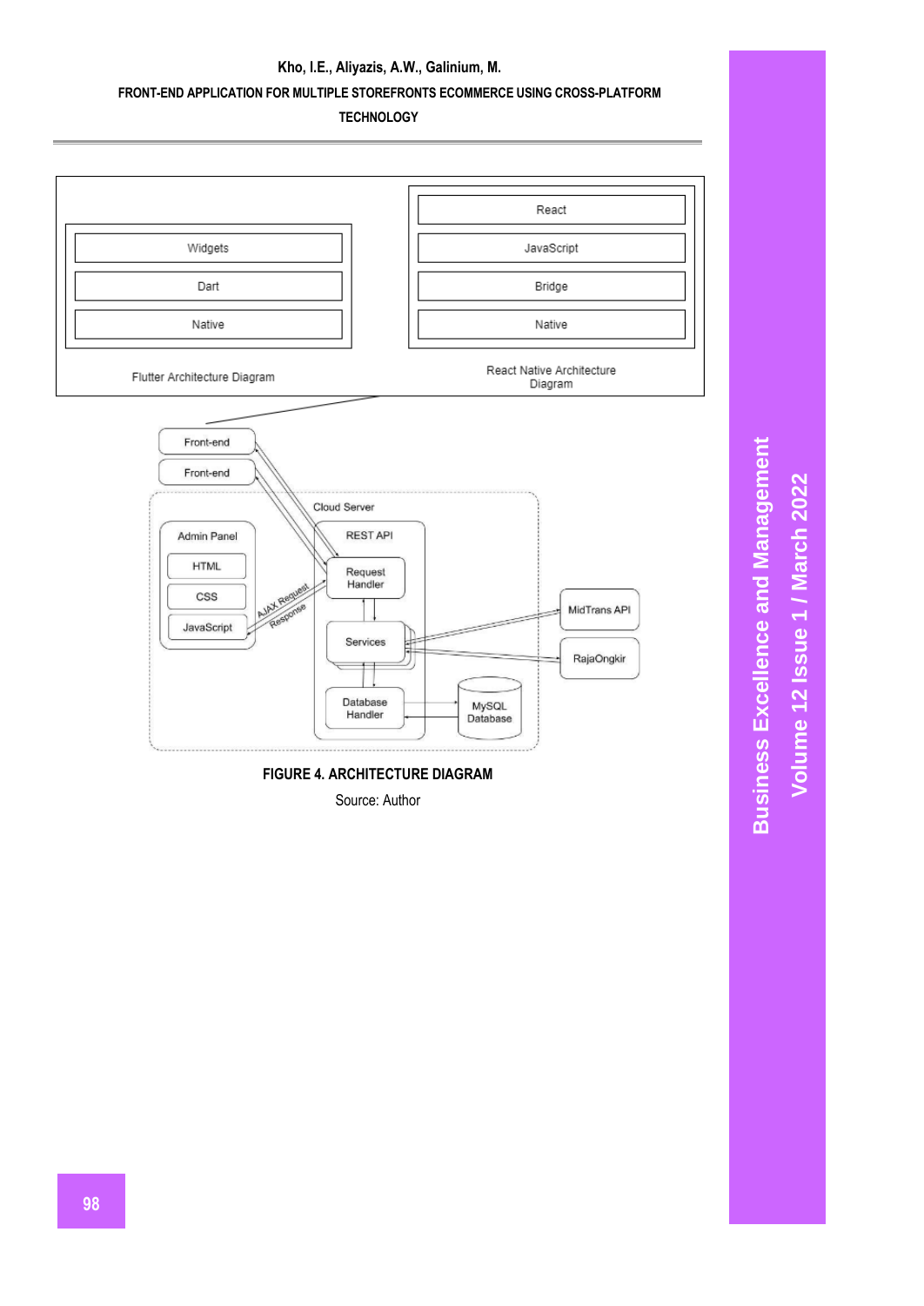FIGURE 4. ARCHITECTURE DIAGRAM

Source: Author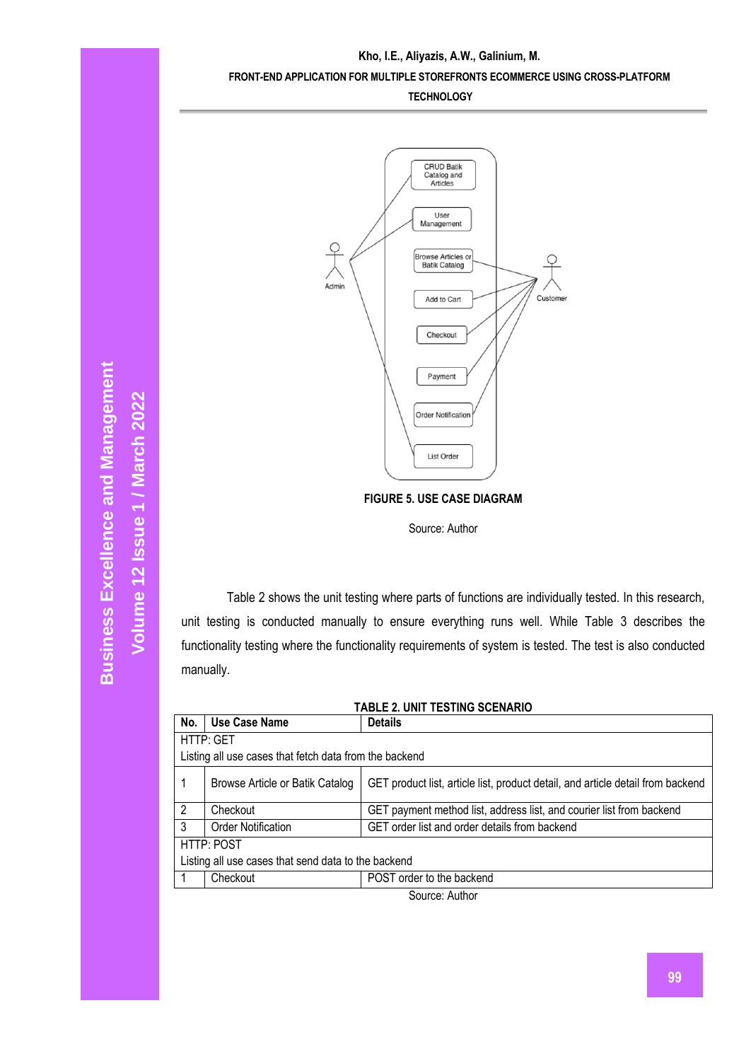FIGURE 5. USE CASE DIAGRAM

Source: Author

Table 2 shows the unit testing where parts of functions are individually tested. In this research, unit testing is conducted manually to ensure everything runs well. While Table 3 describes the functionality testing where the functionality requirements of system is tested. The test is also conducted manually.

TABLE 2. UNIT TESTING SCENARIO

| No. | Use Case Name | Details |
|---|---|---|
| HTTP: GET<br>Listing all use cases that fetch data from the backend | | |
| 1 | Browse Article or Batik Catalog | GET product list, article list, product detail, and article detail from backend |
| 2 | Checkout | GET payment method list, address list, and courier list from backend |
| 3 | Order Notification | GET order list and order details from backend |
| HTTP: POST<br>Listing all use cases that send data to the backend | | |
| 1 | Checkout | POST order to the backend |

Source: Author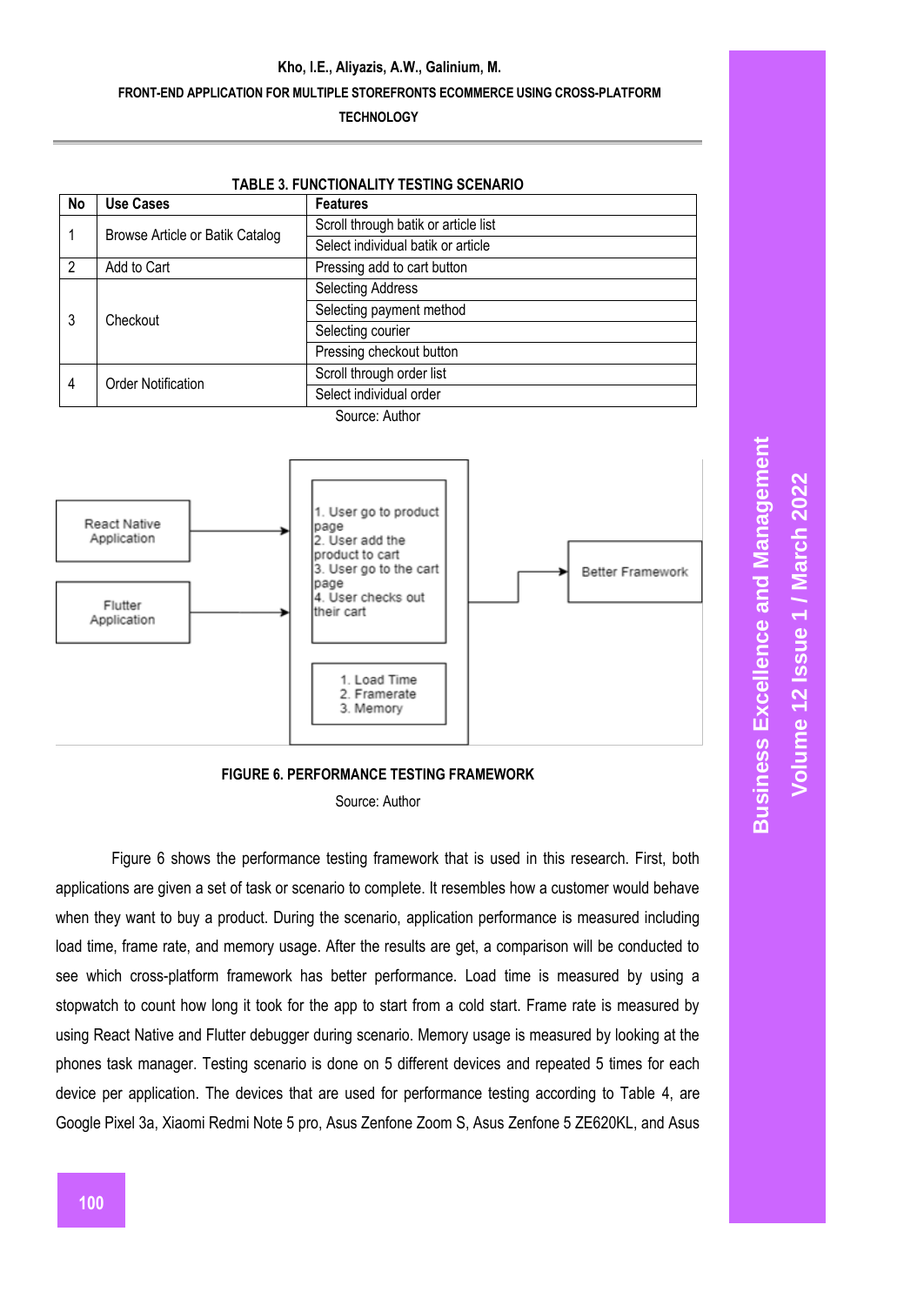**TABLE 3. FUNCTIONALITY TESTING SCENARIO**

| No | Use Cases | Features |
|---|---|---|
| 1 | Browse Article or Batik Catalog | Scroll through batik or article list |
| | | Select individual batik or article |
| 2 | Add to Cart | Pressing add to cart button |
| 3 | Checkout | Selecting Address |
| | | Selecting payment method |
| | | Selecting courier |
| | | Pressing checkout button |
| 4 | Order Notification | Scroll through order list |
| | | Select individual order |

Source: Author

React Native Application → Flutter Application →

1. User go to product page
2. User add the product to cart
3. User go to the cart page
4. User checks out their cart

1. Load Time
2. Framerate
3. Memory

→ Better Framework

**FIGURE 6. PERFORMANCE TESTING FRAMEWORK**

Source: Author

Figure 6 shows the performance testing framework that is used in this research. First, both applications are given a set of task or scenario to complete. It resembles how a customer would behave when they want to buy a product. During the scenario, application performance is measured including load time, frame rate, and memory usage. After the results are get, a comparison will be conducted to see which cross-platform framework has better performance. Load time is measured by using a stopwatch to count how long it took for the app to start from a cold start. Frame rate is measured by using React Native and Flutter debugger during scenario. Memory usage is measured by looking at the phones task manager. Testing scenario is done on 5 different devices and repeated 5 times for each device per application. The devices that are used for performance testing according to Table 4, are Google Pixel 3a, Xiaomi Redmi Note 5 pro, Asus Zenfone Zoom S, Asus Zenfone 5 ZE620KL, and Asus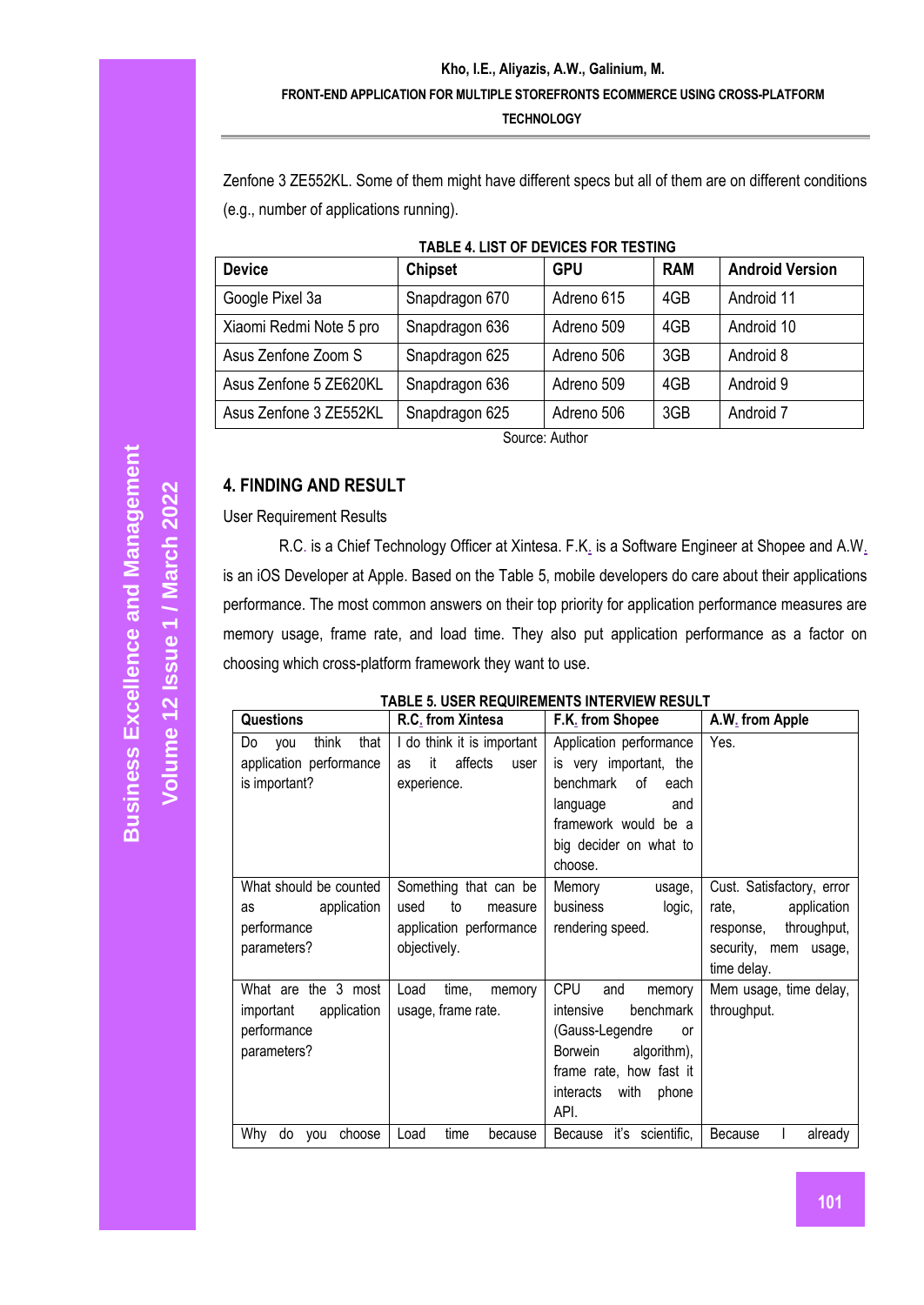Zenfone 3 ZE552KL. Some of them might have different specs but all of them are on different conditions (e.g., number of applications running).

**TABLE 4. LIST OF DEVICES FOR TESTING**

| Device | Chipset | GPU | RAM | Android Version |
|---|---|---|---|---|
| Google Pixel 3a | Snapdragon 670 | Adreno 615 | 4GB | Android 11 |
| Xiaomi Redmi Note 5 pro | Snapdragon 636 | Adreno 509 | 4GB | Android 10 |
| Asus Zenfone Zoom S | Snapdragon 625 | Adreno 506 | 3GB | Android 8 |
| Asus Zenfone 5 ZE620KL | Snapdragon 636 | Adreno 509 | 4GB | Android 9 |
| Asus Zenfone 3 ZE552KL | Snapdragon 625 | Adreno 506 | 3GB | Android 7 |

Source: Author

## 4. FINDING AND RESULT

User Requirement Results

R.C. is a Chief Technology Officer at Xintesa. F.K. is a Software Engineer at Shopee and A.W. is an iOS Developer at Apple. Based on the Table 5, mobile developers do care about their applications performance. The most common answers on their top priority for application performance measures are memory usage, frame rate, and load time. They also put application performance as a factor on choosing which cross-platform framework they want to use.

**TABLE 5. USER REQUIREMENTS INTERVIEW RESULT**

| Questions | R.C. from Xintesa | F.K. from Shopee | A.W. from Apple |
|---|---|---|---|
| Do you think that application performance is important? | I do think it is important as it affects user experience. | Application performance is very important, the benchmark of each language and framework would be a big decider on what to choose. | Yes. |
| What should be counted as application performance parameters? | Something that can be used to measure application performance objectively. | Memory usage, business logic, rendering speed. | Cust. Satisfactory, error rate, application response, throughput, security, mem usage, time delay. |
| What are the 3 most important application performance parameters? | Load time, memory usage, frame rate. | CPU and memory intensive benchmark (Gauss-Legendre or Borwein algorithm), frame rate, how fast it interacts with phone API. | Mem usage, time delay, throughput. |
| Why do you choose | Load time because | Because it's scientific, | Because I already |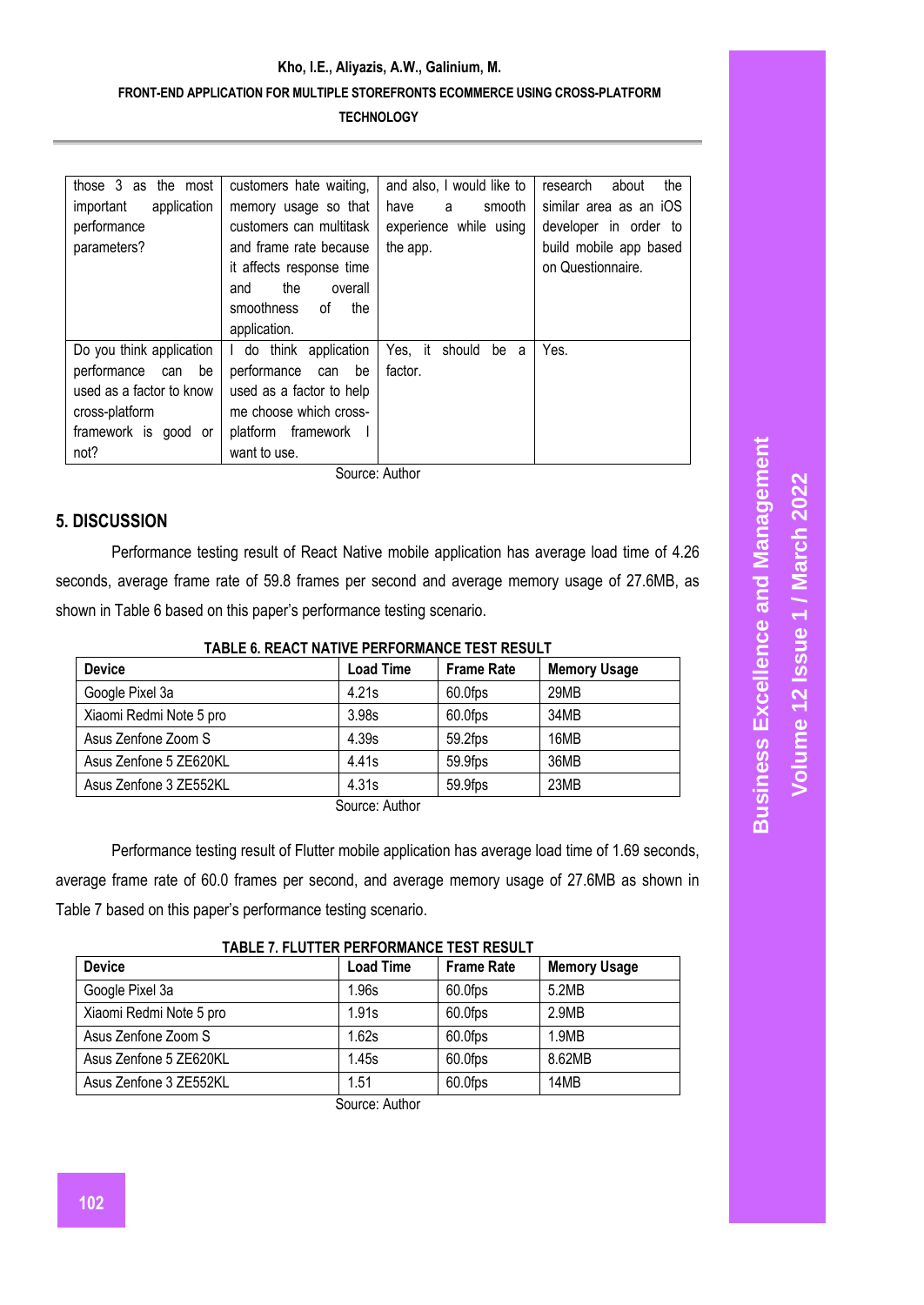| those 3 as the most important application performance parameters? | customers hate waiting, memory usage so that customers can multitask and frame rate because it affects response time and the overall smoothness of the application. | and also, I would like to have a smooth experience while using the app. | research about the similar area as an iOS developer in order to build mobile app based on Questionnaire. |
|---|---|---|---|
| Do you think application performance can be used as a factor to know cross-platform framework is good or not? | I do think application performance can be used as a factor to help me choose which cross-platform framework I want to use. | Yes, it should be a factor. | Yes. |

Source: Author

## 5. DISCUSSION

Performance testing result of React Native mobile application has average load time of 4.26 seconds, average frame rate of 59.8 frames per second and average memory usage of 27.6MB, as shown in Table 6 based on this paper's performance testing scenario.

**TABLE 6. REACT NATIVE PERFORMANCE TEST RESULT**

| Device | Load Time | Frame Rate | Memory Usage |
|---|---|---|---|
| Google Pixel 3a | 4.21s | 60.0fps | 29MB |
| Xiaomi Redmi Note 5 pro | 3.98s | 60.0fps | 34MB |
| Asus Zenfone Zoom S | 4.39s | 59.2fps | 16MB |
| Asus Zenfone 5 ZE620KL | 4.41s | 59.9fps | 36MB |
| Asus Zenfone 3 ZE552KL | 4.31s | 59.9fps | 23MB |

Source: Author

Performance testing result of Flutter mobile application has average load time of 1.69 seconds, average frame rate of 60.0 frames per second, and average memory usage of 27.6MB as shown in Table 7 based on this paper's performance testing scenario.

**TABLE 7. FLUTTER PERFORMANCE TEST RESULT**

| Device | Load Time | Frame Rate | Memory Usage |
|---|---|---|---|
| Google Pixel 3a | 1.96s | 60.0fps | 5.2MB |
| Xiaomi Redmi Note 5 pro | 1.91s | 60.0fps | 2.9MB |
| Asus Zenfone Zoom S | 1.62s | 60.0fps | 1.9MB |
| Asus Zenfone 5 ZE620KL | 1.45s | 60.0fps | 8.62MB |
| Asus Zenfone 3 ZE552KL | 1.51 | 60.0fps | 14MB |

Source: Author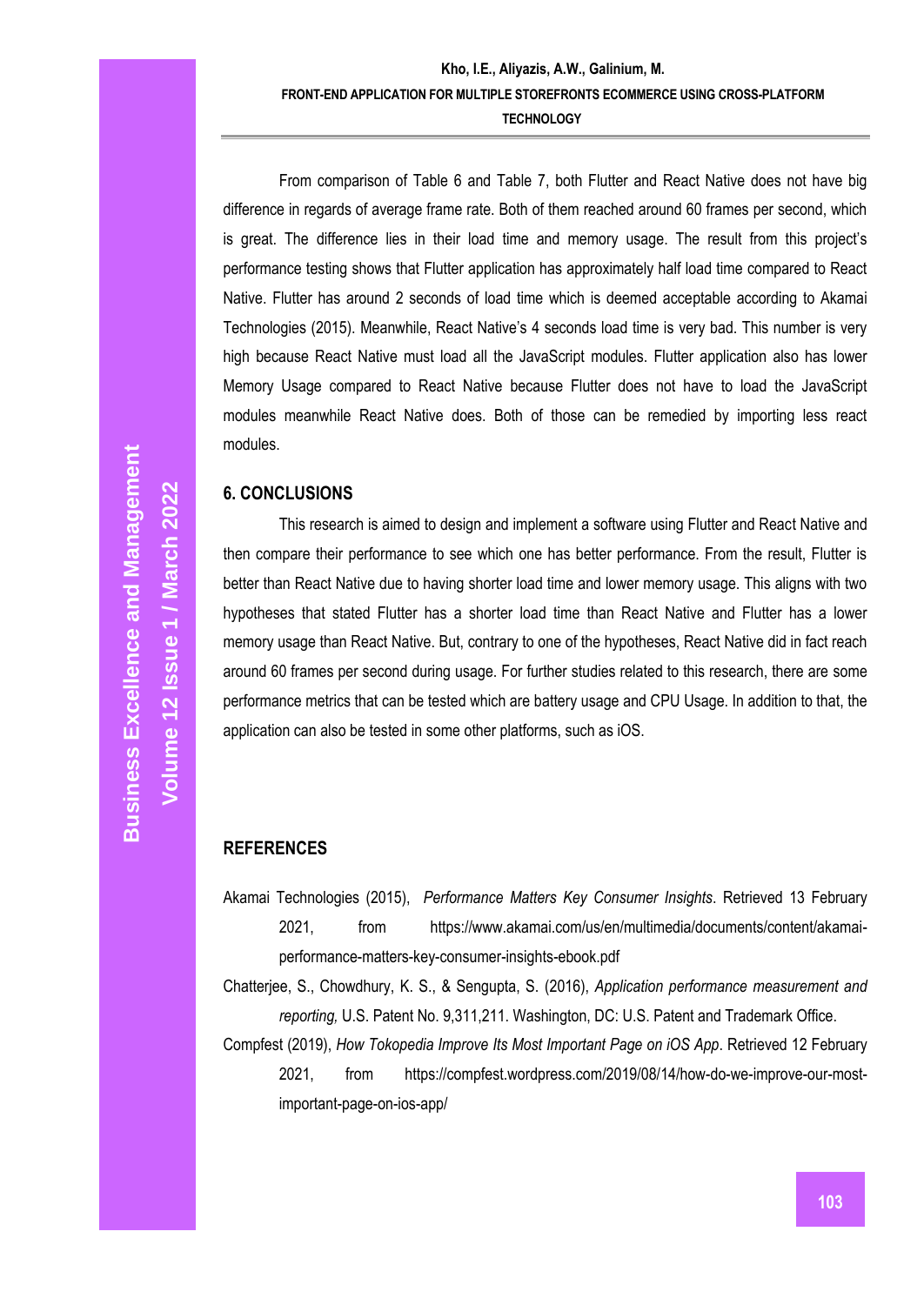From comparison of Table 6 and Table 7, both Flutter and React Native does not have big difference in regards of average frame rate. Both of them reached around 60 frames per second, which is great. The difference lies in their load time and memory usage. The result from this project's performance testing shows that Flutter application has approximately half load time compared to React Native. Flutter has around 2 seconds of load time which is deemed acceptable according to Akamai Technologies (2015). Meanwhile, React Native's 4 seconds load time is very bad. This number is very high because React Native must load all the JavaScript modules. Flutter application also has lower Memory Usage compared to React Native because Flutter does not have to load the JavaScript modules meanwhile React Native does. Both of those can be remedied by importing less react modules.

## 6. CONCLUSIONS

This research is aimed to design and implement a software using Flutter and React Native and then compare their performance to see which one has better performance. From the result, Flutter is better than React Native due to having shorter load time and lower memory usage. This aligns with two hypotheses that stated Flutter has a shorter load time than React Native and Flutter has a lower memory usage than React Native. But, contrary to one of the hypotheses, React Native did in fact reach around 60 frames per second during usage. For further studies related to this research, there are some performance metrics that can be tested which are battery usage and CPU Usage. In addition to that, the application can also be tested in some other platforms, such as iOS.

## REFERENCES

Akamai Technologies (2015), *Performance Matters Key Consumer Insights*. Retrieved 13 February 2021, from https://www.akamai.com/us/en/multimedia/documents/content/akamai-performance-matters-key-consumer-insights-ebook.pdf

Chatterjee, S., Chowdhury, K. S., & Sengupta, S. (2016), *Application performance measurement and reporting,* U.S. Patent No. 9,311,211. Washington, DC: U.S. Patent and Trademark Office.

Compfest (2019), *How Tokopedia Improve Its Most Important Page on iOS App*. Retrieved 12 February 2021, from https://compfest.wordpress.com/2019/08/14/how-do-we-improve-our-most-important-page-on-ios-app/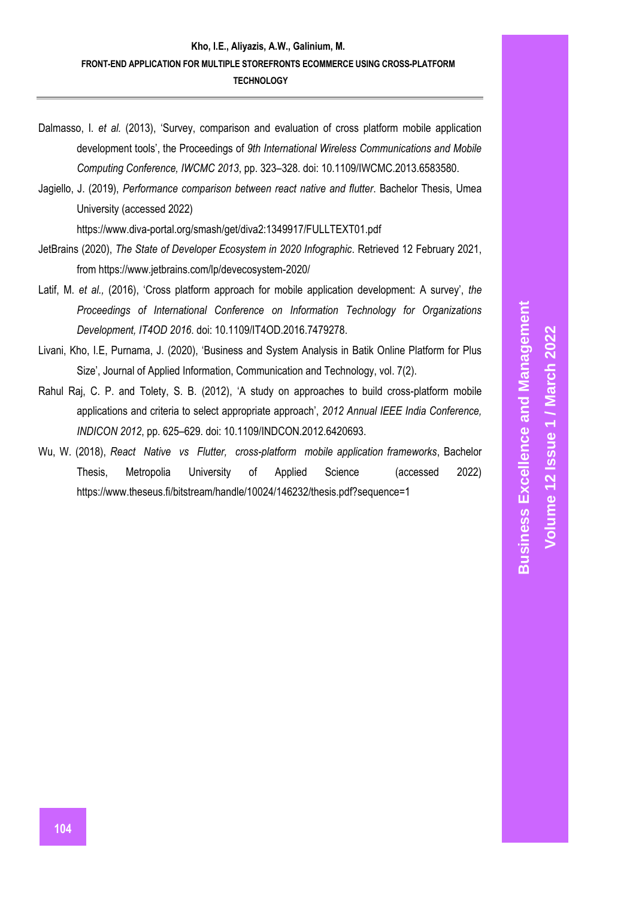Dalmasso, I. *et al.* (2013), 'Survey, comparison and evaluation of cross platform mobile application development tools', the Proceedings of *9th International Wireless Communications and Mobile Computing Conference, IWCMC 2013*, pp. 323–328. doi: 10.1109/IWCMC.2013.6583580.

Jagiello, J. (2019), *Performance comparison between react native and flutter*. Bachelor Thesis, Umea University (accessed 2022) https://www.diva-portal.org/smash/get/diva2:1349917/FULLTEXT01.pdf

JetBrains (2020), *The State of Developer Ecosystem in 2020 Infographic*. Retrieved 12 February 2021, from https://www.jetbrains.com/lp/devecosystem-2020/

Latif, M. *et al.,* (2016), 'Cross platform approach for mobile application development: A survey', *the Proceedings of International Conference on Information Technology for Organizations Development, IT4OD 2016*. doi: 10.1109/IT4OD.2016.7479278.

Livani, Kho, I.E, Purnama, J. (2020), 'Business and System Analysis in Batik Online Platform for Plus Size', Journal of Applied Information, Communication and Technology, vol. 7(2).

Rahul Raj, C. P. and Tolety, S. B. (2012), 'A study on approaches to build cross-platform mobile applications and criteria to select appropriate approach', *2012 Annual IEEE India Conference, INDICON 2012*, pp. 625–629. doi: 10.1109/INDCON.2012.6420693.

Wu, W. (2018), *React Native vs Flutter, cross-platform mobile application frameworks*, Bachelor Thesis, Metropolia University of Applied Science (accessed 2022) https://www.theseus.fi/bitstream/handle/10024/146232/thesis.pdf?sequence=1